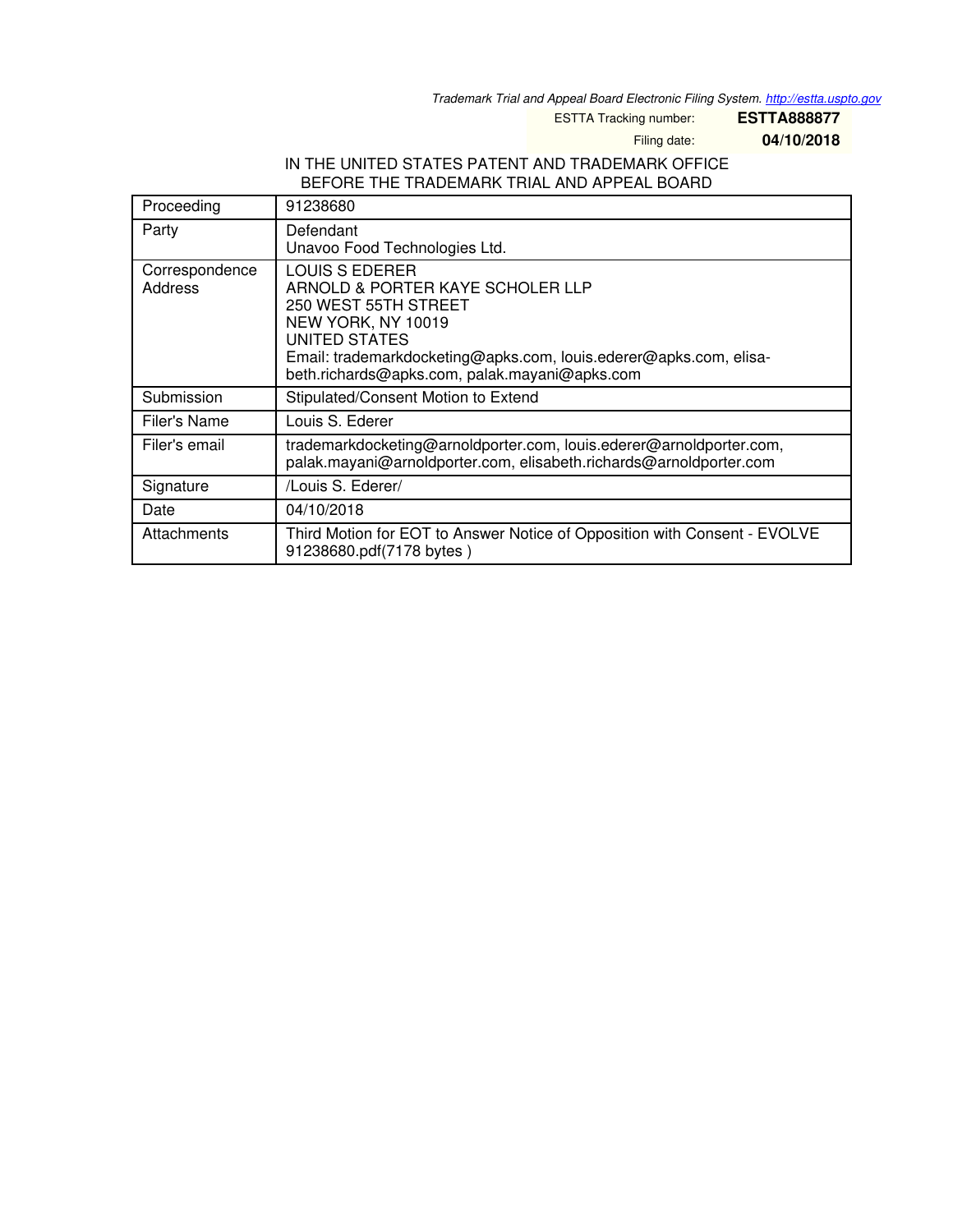Trademark Trial and Appeal Board Electronic Filing System. http://estta.uspto.gov

ESTTA Tracking number: **ESTTA888877**

Filing date: **04/10/2018**

IN THE UNITED STATES PATENT AND TRADEMARK OFFICE
BEFORE THE TRADEMARK TRIAL AND APPEAL BOARD

| Proceeding | 91238680 |
|---|---|
| Party | Defendant<br>Unavoo Food Technologies Ltd. |
| Correspondence Address | LOUIS S EDERER<br>ARNOLD & PORTER KAYE SCHOLER LLP<br>250 WEST 55TH STREET<br>NEW YORK, NY 10019<br>UNITED STATES<br>Email: trademarkdocketing@apks.com, louis.ederer@apks.com, elisabeth.richards@apks.com, palak.mayani@apks.com |
| Submission | Stipulated/Consent Motion to Extend |
| Filer's Name | Louis S. Ederer |
| Filer's email | trademarkdocketing@arnoldporter.com, louis.ederer@arnoldporter.com, palak.mayani@arnoldporter.com, elisabeth.richards@arnoldporter.com |
| Signature | /Louis S. Ederer/ |
| Date | 04/10/2018 |
| Attachments | Third Motion for EOT to Answer Notice of Opposition with Consent - EVOLVE 91238680.pdf(7178 bytes ) |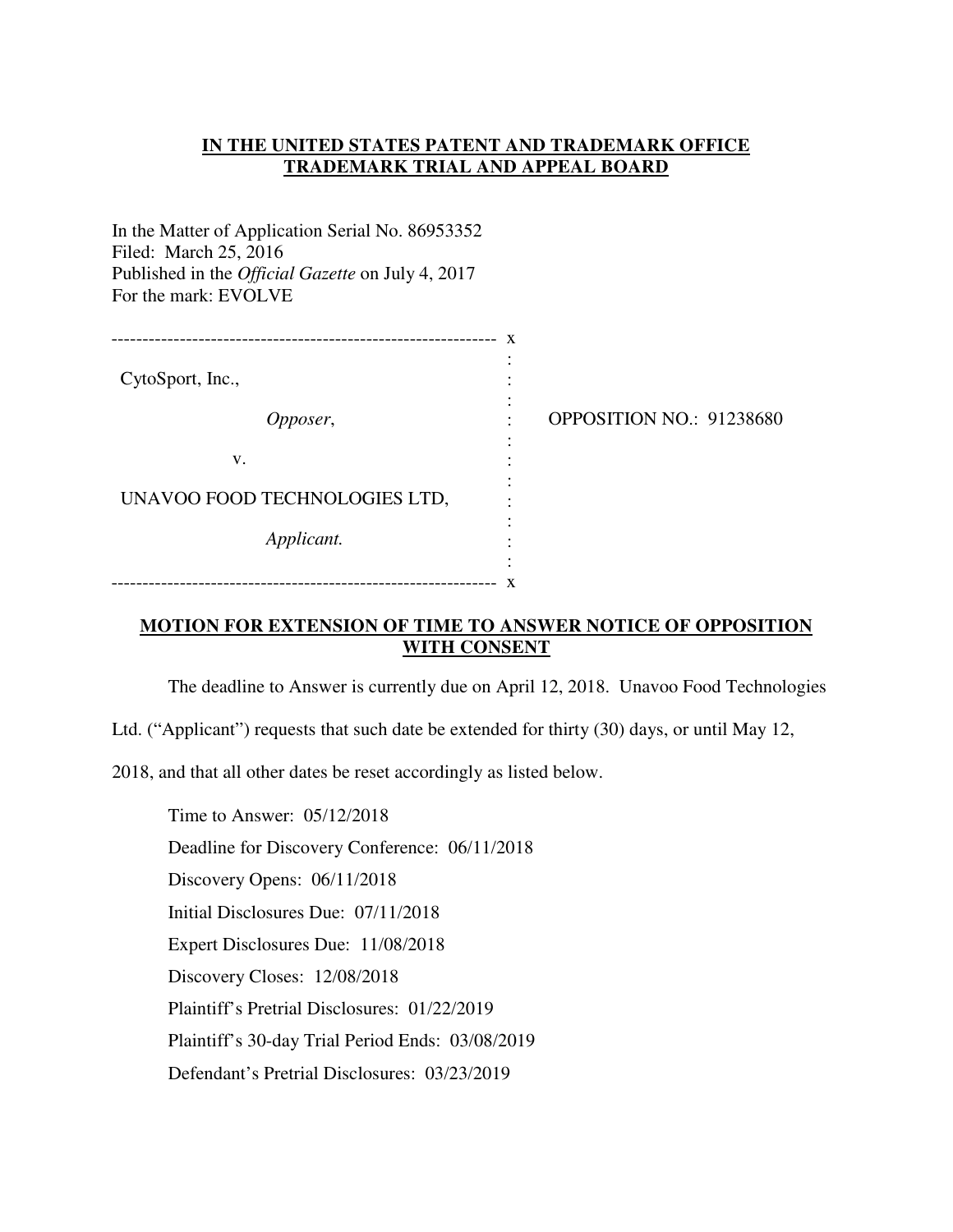**IN THE UNITED STATES PATENT AND TRADEMARK OFFICE**
**TRADEMARK TRIAL AND APPEAL BOARD**

In the Matter of Application Serial No. 86953352
Filed: March 25, 2016
Published in the *Official Gazette* on July 4, 2017
For the mark: EVOLVE

| | |
|---|---|
| CytoSport, Inc., *Opposer*, v. UNAVOO FOOD TECHNOLOGIES LTD, *Applicant.* | OPPOSITION NO.: 91238680 |

## MOTION FOR EXTENSION OF TIME TO ANSWER NOTICE OF OPPOSITION WITH CONSENT

The deadline to Answer is currently due on April 12, 2018. Unavoo Food Technologies Ltd. ("Applicant") requests that such date be extended for thirty (30) days, or until May 12, 2018, and that all other dates be reset accordingly as listed below.

Time to Answer: 05/12/2018

Deadline for Discovery Conference: 06/11/2018

Discovery Opens: 06/11/2018

Initial Disclosures Due: 07/11/2018

Expert Disclosures Due: 11/08/2018

Discovery Closes: 12/08/2018

Plaintiff's Pretrial Disclosures: 01/22/2019

Plaintiff's 30-day Trial Period Ends: 03/08/2019

Defendant's Pretrial Disclosures: 03/23/2019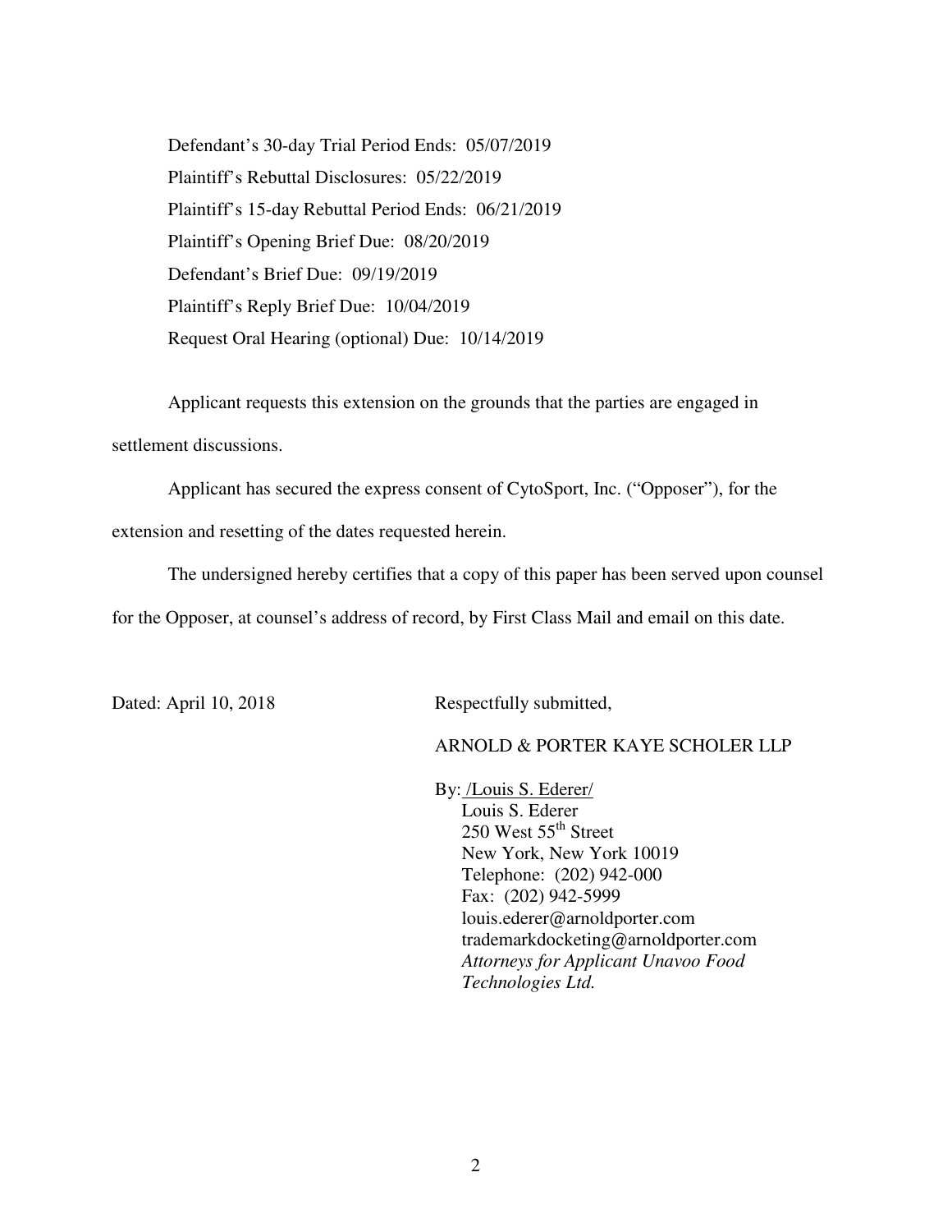Defendant's 30-day Trial Period Ends: 05/07/2019

Plaintiff's Rebuttal Disclosures: 05/22/2019

Plaintiff's 15-day Rebuttal Period Ends: 06/21/2019

Plaintiff's Opening Brief Due: 08/20/2019

Defendant's Brief Due: 09/19/2019

Plaintiff's Reply Brief Due: 10/04/2019

Request Oral Hearing (optional) Due: 10/14/2019

Applicant requests this extension on the grounds that the parties are engaged in settlement discussions.

Applicant has secured the express consent of CytoSport, Inc. ("Opposer"), for the extension and resetting of the dates requested herein.

The undersigned hereby certifies that a copy of this paper has been served upon counsel for the Opposer, at counsel's address of record, by First Class Mail and email on this date.

Dated: April 10, 2018

Respectfully submitted,

ARNOLD & PORTER KAYE SCHOLER LLP

By: /Louis S. Ederer/
Louis S. Ederer
250 West 55th Street
New York, New York 10019
Telephone: (202) 942-000
Fax: (202) 942-5999
louis.ederer@arnoldporter.com
trademarkdocketing@arnoldporter.com
*Attorneys for Applicant Unavoo Food Technologies Ltd.*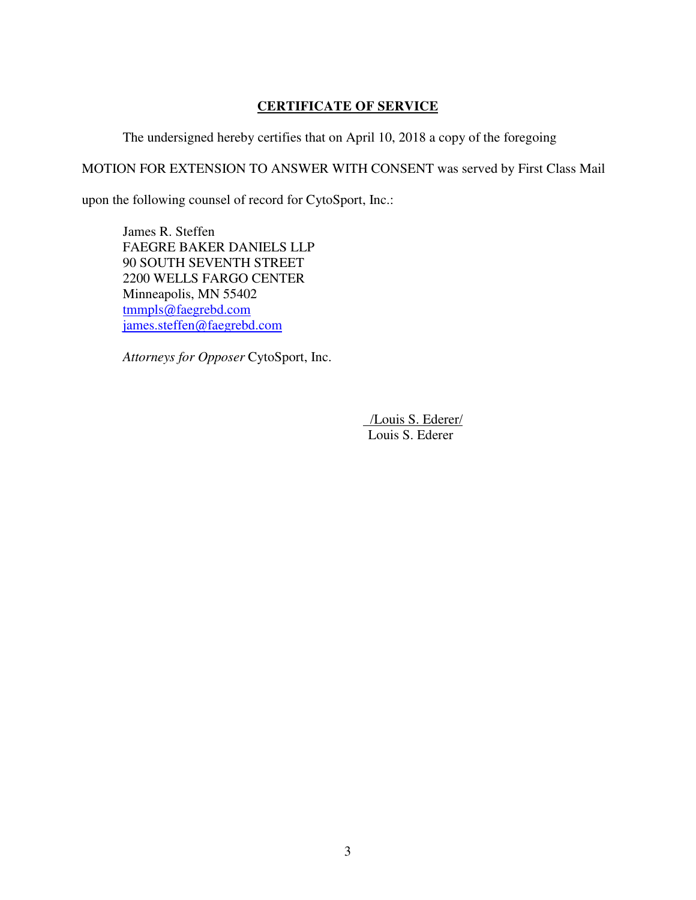## CERTIFICATE OF SERVICE

The undersigned hereby certifies that on April 10, 2018 a copy of the foregoing MOTION FOR EXTENSION TO ANSWER WITH CONSENT was served by First Class Mail upon the following counsel of record for CytoSport, Inc.:

James R. Steffen
FAEGRE BAKER DANIELS LLP
90 SOUTH SEVENTH STREET
2200 WELLS FARGO CENTER
Minneapolis, MN 55402
tmmpls@faegrebd.com
james.steffen@faegrebd.com

*Attorneys for Opposer* CytoSport, Inc.

/Louis S. Ederer/
Louis S. Ederer